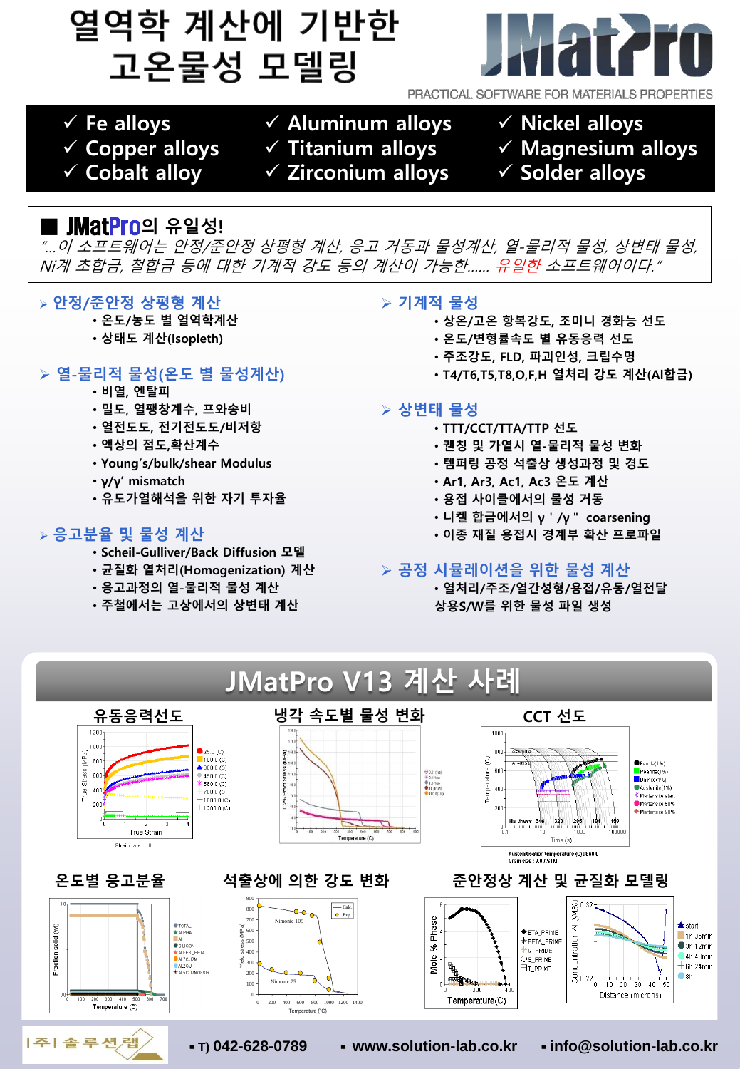# 열역학 계산에 기반한 고온물성 모델링

**JMatPro**

PRACTICAL SOFTWARE FOR MATERIALS PROPERTIES

- ✓ Fe alloys
- ✓ Copper alloys
- ✓ Cobalt alloy
- ✓ Aluminum alloys
- ✓ Titanium alloys
- ✓ Zirconium alloys
- ✓ Nickel alloys
- ✓ Magnesium alloys
- ✓ Solder alloys

## ■ JMatPro의 유일성!

*"...이 소프트웨어는 안정/준안정 상평형 계산, 응고 거동과 물성계산, 열-물리적 물성, 상변태 물성, Ni계 초합금, 철합금 등에 대한 기계적 강도 등의 계산이 가능한...... 유일한 소프트웨어이다."*

### ➢ 안정/준안정 상평형 계산
- 온도/농도 별 열역학계산
- 상태도 계산(Isopleth)

### ➢ 열-물리적 물성(온도 별 물성계산)
- 비열, 엔탈피
- 밀도, 열팽창계수, 프와송비
- 열전도도, 전기전도도/비저항
- 액상의 점도,확산계수
- Young's/bulk/shear Modulus
- γ/γ' mismatch
- 유도가열해석을 위한 자기 투자율

### ➢ 응고분율 및 물성 계산
- Scheil-Gulliver/Back Diffusion 모델
- 균질화 열처리(Homogenization) 계산
- 응고과정의 열-물리적 물성 계산
- 주철에서는 고상에서의 상변태 계산

### ➢ 기계적 물성
- 상온/고온 항복강도, 조미니 경화능 선도
- 온도/변형률속도 별 유동응력 선도
- 주조강도, FLD, 파괴인성, 크립수명
- T4/T6,T5,T8,O,F,H 열처리 강도 계산(Al합금)

### ➢ 상변태 물성
- TTT/CCT/TTA/TTP 선도
- 퀜칭 및 가열시 열-물리적 물성 변화
- 템퍼링 공정 석출상 생성과정 및 경도
- Ar1, Ar3, Ac1, Ac3 온도 계산
- 용접 사이클에서의 물성 거동
- 니켈 합금에서의 γ ' /γ " coarsening
- 이종 재질 용접시 경계부 확산 프로파일

### ➢ 공정 시뮬레이션을 위한 물성 계산
- 열처리/주조/열간성형/용접/유동/열전달 상용S/W를 위한 물성 파일 생성

## JMatPro V13 계산 사례

유동응력선도 | 냉각 속도별 물성 변화 | CCT 선도

온도별 응고분율 | 석출상에 의한 강도 변화 | 준안정상 계산 및 균질화 모델링

[주] 솔루션랩 ▪ T) 042-628-0789 ▪ www.solution-lab.co.kr ▪ info@solution-lab.co.kr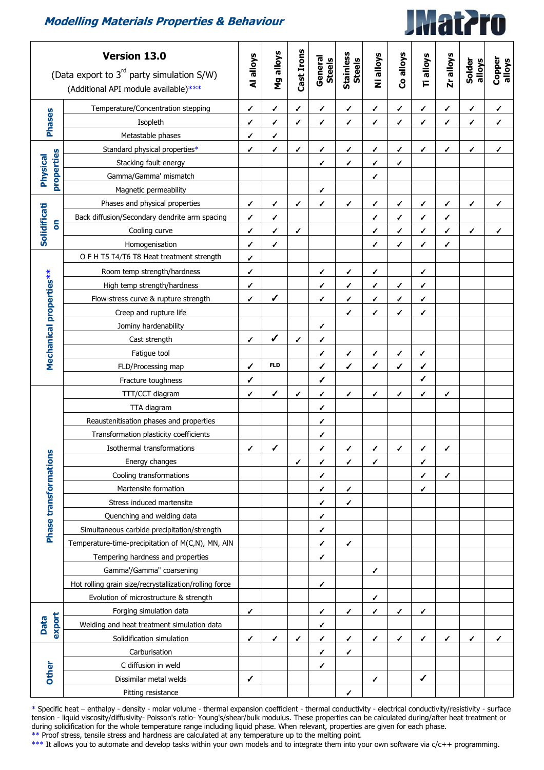## *Modelling Materials Properties & Behaviour*

JMatPro

| Version 13.0 (Data export to 3rd party simulation S/W) (Additional API module available)*** | | Al alloys | Mg alloys | Cast Irons | General Steels | Stainless Steels | Ni alloys | Co alloys | Ti alloys | Zr alloys | Solder alloys | Copper alloys |
|---|---|---|---|---|---|---|---|---|---|---|---|---|
| Phases | Temperature/Concentration stepping | ✓ | ✓ | ✓ | ✓ | ✓ | ✓ | ✓ | ✓ | ✓ | ✓ | ✓ |
| | Isopleth | ✓ | ✓ | ✓ | ✓ | ✓ | ✓ | ✓ | ✓ | ✓ | ✓ | ✓ |
| | Metastable phases | ✓ | ✓ | | | | | | | | | |
| Physical properties | Standard physical properties* | ✓ | ✓ | ✓ | ✓ | ✓ | ✓ | ✓ | ✓ | ✓ | ✓ | ✓ |
| | Stacking fault energy | | | | ✓ | ✓ | ✓ | ✓ | | | | |
| | Gamma/Gamma' mismatch | | | | | | ✓ | | | | | |
| | Magnetic permeability | | | | ✓ | | | | | | | |
| Solidification | Phases and physical properties | ✓ | ✓ | ✓ | ✓ | ✓ | ✓ | ✓ | ✓ | ✓ | ✓ | ✓ |
| | Back diffusion/Secondary dendrite arm spacing | ✓ | ✓ | | | | ✓ | ✓ | ✓ | ✓ | | |
| | Cooling curve | ✓ | ✓ | ✓ | | | ✓ | ✓ | ✓ | ✓ | ✓ | ✓ |
| | Homogenisation | ✓ | ✓ | | | | ✓ | ✓ | ✓ | ✓ | | |
| Mechanical properties** | O F H T5 T4/T6 T8 Heat treatment strength | ✓ | | | | | | | | | | |
| | Room temp strength/hardness | ✓ | | | ✓ | ✓ | ✓ | | ✓ | | | |
| | High temp strength/hardness | ✓ | | | ✓ | ✓ | ✓ | ✓ | ✓ | | | |
| | Flow-stress curve & rupture strength | ✓ | ✓ | | ✓ | ✓ | ✓ | ✓ | ✓ | | | |
| | Creep and rupture life | | | | | ✓ | ✓ | ✓ | ✓ | | | |
| | Jominy hardenability | | | | ✓ | | | | | | | |
| | Cast strength | ✓ | ✓ | ✓ | ✓ | | | | | | | |
| | Fatigue tool | | | | ✓ | ✓ | ✓ | ✓ | ✓ | | | |
| | FLD/Processing map | ✓ | FLD | | ✓ | ✓ | ✓ | ✓ | ✓ | | | |
| | Fracture toughness | ✓ | | | ✓ | | | | ✓ | | | |
| Phase transformations | TTT/CCT diagram | ✓ | ✓ | ✓ | ✓ | ✓ | ✓ | ✓ | ✓ | ✓ | | |
| | TTA diagram | | | | ✓ | | | | | | | |
| | Reaustenitisation phases and properties | | | | ✓ | | | | | | | |
| | Transformation plasticity coefficients | | | | ✓ | | | | | | | |
| | Isothermal transformations | ✓ | ✓ | | ✓ | ✓ | ✓ | ✓ | ✓ | ✓ | | |
| | Energy changes | | | ✓ | ✓ | ✓ | ✓ | | ✓ | | | |
| | Cooling transformations | | | | ✓ | | | | ✓ | ✓ | | |
| | Martensite formation | | | | ✓ | ✓ | | | ✓ | | | |
| | Stress induced martensite | | | | ✓ | ✓ | | | | | | |
| | Quenching and welding data | | | | ✓ | | | | | | | |
| | Simultaneous carbide precipitation/strength | | | | ✓ | | | | | | | |
| | Temperature-time-precipitation of M(C,N), MN, AlN | | | | ✓ | ✓ | | | | | | |
| | Tempering hardness and properties | | | | ✓ | | | | | | | |
| | Gamma'/Gamma" coarsening | | | | | | ✓ | | | | | |
| | Hot rolling grain size/recrystallization/rolling force | | | | ✓ | | | | | | | |
| | Evolution of microstructure & strength | | | | | | ✓ | | | | | |
| Data export | Forging simulation data | ✓ | | | ✓ | ✓ | ✓ | ✓ | ✓ | | | |
| | Welding and heat treatment simulation data | | | | ✓ | | | | | | | |
| | Solidification simulation | ✓ | ✓ | ✓ | ✓ | ✓ | ✓ | ✓ | ✓ | ✓ | ✓ | ✓ |
| Other | Carburisation | | | | ✓ | ✓ | | | | | | |
| | C diffusion in weld | | | | ✓ | | | | | | | |
| | Dissimilar metal welds | ✓ | | | | | ✓ | | ✓ | | | |
| | Pitting resistance | | | | | ✓ | | | | | | |

\* Specific heat – enthalpy - density - molar volume - thermal expansion coefficient - thermal conductivity - electrical conductivity/resistivity - surface tension - liquid viscosity/diffusivity- Poisson's ratio- Young's/shear/bulk modulus. These properties can be calculated during/after heat treatment or during solidification for the whole temperature range including liquid phase. When relevant, properties are given for each phase.

** Proof stress, tensile stress and hardness are calculated at any temperature up to the melting point.

*** It allows you to automate and develop tasks within your own models and to integrate them into your own software via c/c++ programming.